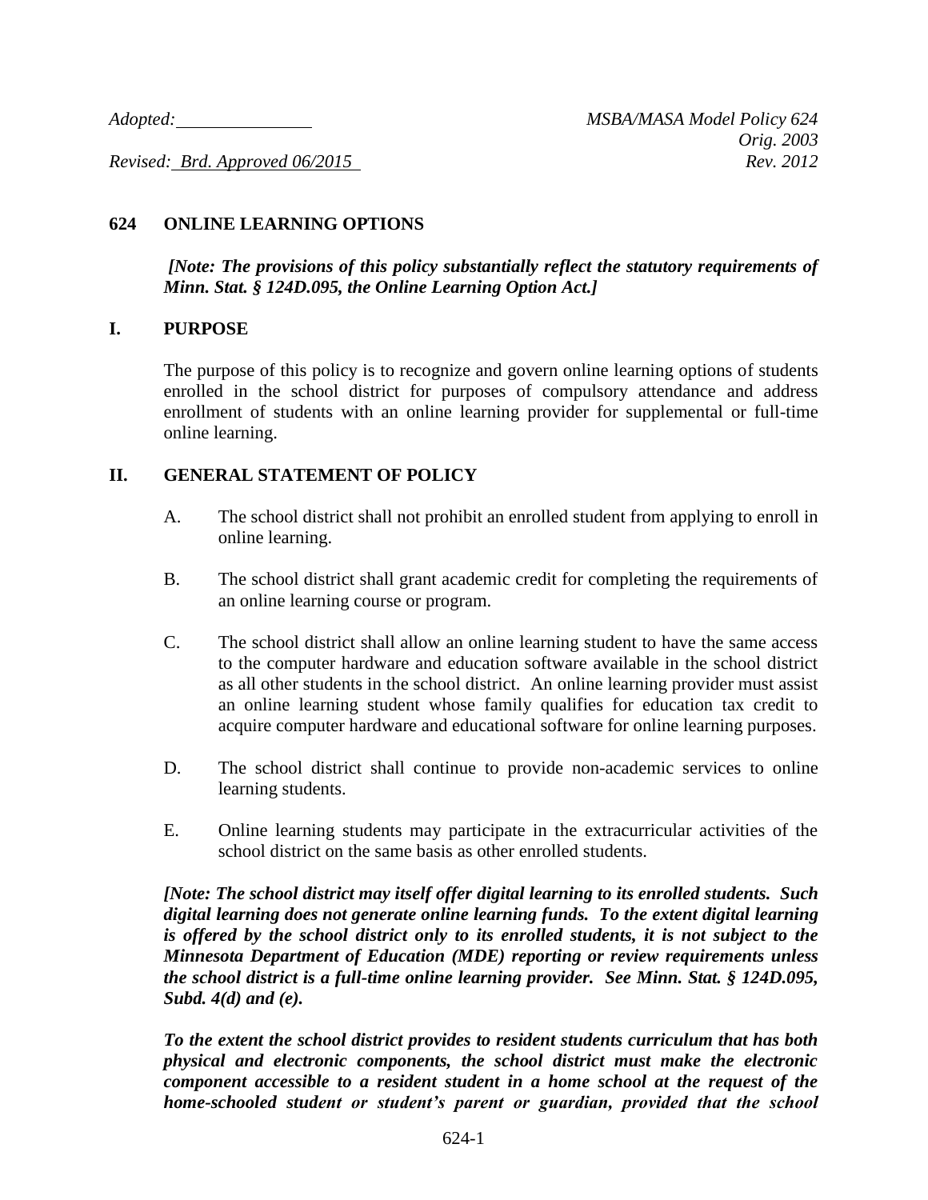*Adopted:* ______________ *MSBA/MASA Model Policy 624*
*Orig. 2003*
*Revised: Brd. Approved 06/2015* *Rev. 2012*

# 624 ONLINE LEARNING OPTIONS

***[Note: The provisions of this policy substantially reflect the statutory requirements of Minn. Stat. § 124D.095, the Online Learning Option Act.]***

## I. PURPOSE

The purpose of this policy is to recognize and govern online learning options of students enrolled in the school district for purposes of compulsory attendance and address enrollment of students with an online learning provider for supplemental or full-time online learning.

## II. GENERAL STATEMENT OF POLICY

A. The school district shall not prohibit an enrolled student from applying to enroll in online learning.

B. The school district shall grant academic credit for completing the requirements of an online learning course or program.

C. The school district shall allow an online learning student to have the same access to the computer hardware and education software available in the school district as all other students in the school district. An online learning provider must assist an online learning student whose family qualifies for education tax credit to acquire computer hardware and educational software for online learning purposes.

D. The school district shall continue to provide non-academic services to online learning students.

E. Online learning students may participate in the extracurricular activities of the school district on the same basis as other enrolled students.

***[Note: The school district may itself offer digital learning to its enrolled students. Such digital learning does not generate online learning funds. To the extent digital learning is offered by the school district only to its enrolled students, it is not subject to the Minnesota Department of Education (MDE) reporting or review requirements unless the school district is a full-time online learning provider. See Minn. Stat. § 124D.095, Subd. 4(d) and (e).***

***To the extent the school district provides to resident students curriculum that has both physical and electronic components, the school district must make the electronic component accessible to a resident student in a home school at the request of the home-schooled student or student's parent or guardian, provided that the school***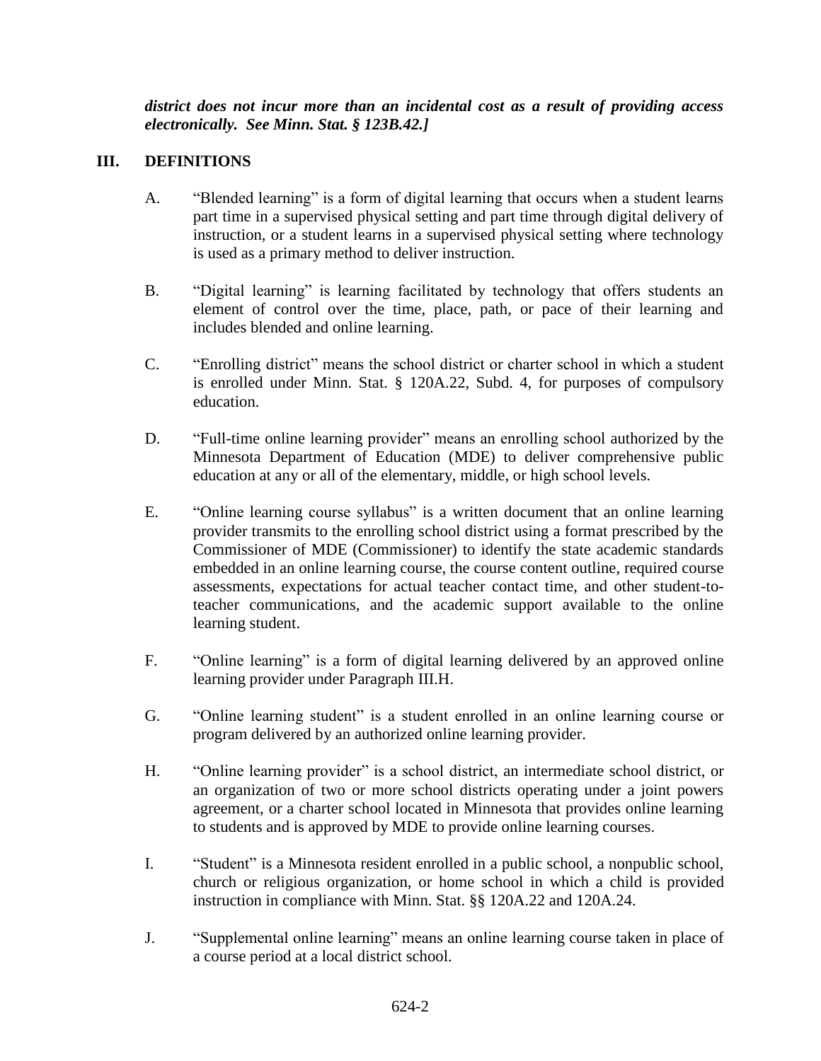***district does not incur more than an incidental cost as a result of providing access electronically. See Minn. Stat. § 123B.42.]***

## III. DEFINITIONS

A. "Blended learning" is a form of digital learning that occurs when a student learns part time in a supervised physical setting and part time through digital delivery of instruction, or a student learns in a supervised physical setting where technology is used as a primary method to deliver instruction.

B. "Digital learning" is learning facilitated by technology that offers students an element of control over the time, place, path, or pace of their learning and includes blended and online learning.

C. "Enrolling district" means the school district or charter school in which a student is enrolled under Minn. Stat. § 120A.22, Subd. 4, for purposes of compulsory education.

D. "Full-time online learning provider" means an enrolling school authorized by the Minnesota Department of Education (MDE) to deliver comprehensive public education at any or all of the elementary, middle, or high school levels.

E. "Online learning course syllabus" is a written document that an online learning provider transmits to the enrolling school district using a format prescribed by the Commissioner of MDE (Commissioner) to identify the state academic standards embedded in an online learning course, the course content outline, required course assessments, expectations for actual teacher contact time, and other student-to-teacher communications, and the academic support available to the online learning student.

F. "Online learning" is a form of digital learning delivered by an approved online learning provider under Paragraph III.H.

G. "Online learning student" is a student enrolled in an online learning course or program delivered by an authorized online learning provider.

H. "Online learning provider" is a school district, an intermediate school district, or an organization of two or more school districts operating under a joint powers agreement, or a charter school located in Minnesota that provides online learning to students and is approved by MDE to provide online learning courses.

I. "Student" is a Minnesota resident enrolled in a public school, a nonpublic school, church or religious organization, or home school in which a child is provided instruction in compliance with Minn. Stat. §§ 120A.22 and 120A.24.

J. "Supplemental online learning" means an online learning course taken in place of a course period at a local district school.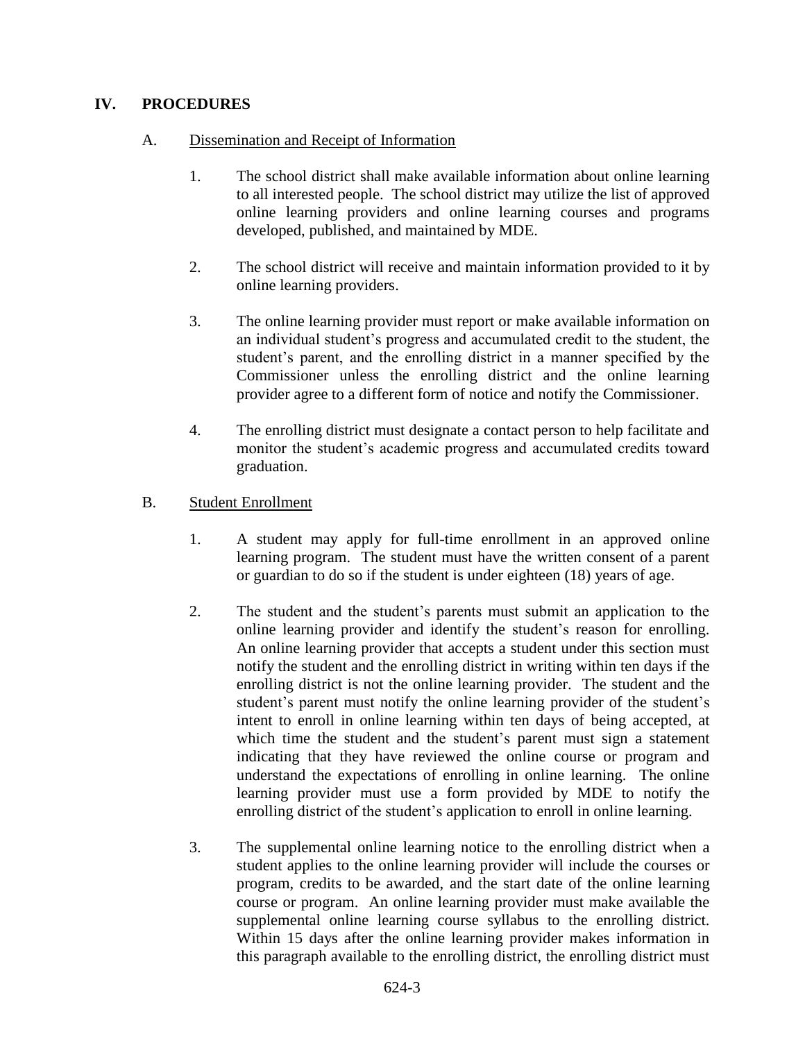## IV. PROCEDURES

### A. Dissemination and Receipt of Information

1. The school district shall make available information about online learning to all interested people. The school district may utilize the list of approved online learning providers and online learning courses and programs developed, published, and maintained by MDE.

2. The school district will receive and maintain information provided to it by online learning providers.

3. The online learning provider must report or make available information on an individual student's progress and accumulated credit to the student, the student's parent, and the enrolling district in a manner specified by the Commissioner unless the enrolling district and the online learning provider agree to a different form of notice and notify the Commissioner.

4. The enrolling district must designate a contact person to help facilitate and monitor the student's academic progress and accumulated credits toward graduation.

### B. Student Enrollment

1. A student may apply for full-time enrollment in an approved online learning program. The student must have the written consent of a parent or guardian to do so if the student is under eighteen (18) years of age.

2. The student and the student's parents must submit an application to the online learning provider and identify the student's reason for enrolling. An online learning provider that accepts a student under this section must notify the student and the enrolling district in writing within ten days if the enrolling district is not the online learning provider. The student and the student's parent must notify the online learning provider of the student's intent to enroll in online learning within ten days of being accepted, at which time the student and the student's parent must sign a statement indicating that they have reviewed the online course or program and understand the expectations of enrolling in online learning. The online learning provider must use a form provided by MDE to notify the enrolling district of the student's application to enroll in online learning.

3. The supplemental online learning notice to the enrolling district when a student applies to the online learning provider will include the courses or program, credits to be awarded, and the start date of the online learning course or program. An online learning provider must make available the supplemental online learning course syllabus to the enrolling district. Within 15 days after the online learning provider makes information in this paragraph available to the enrolling district, the enrolling district must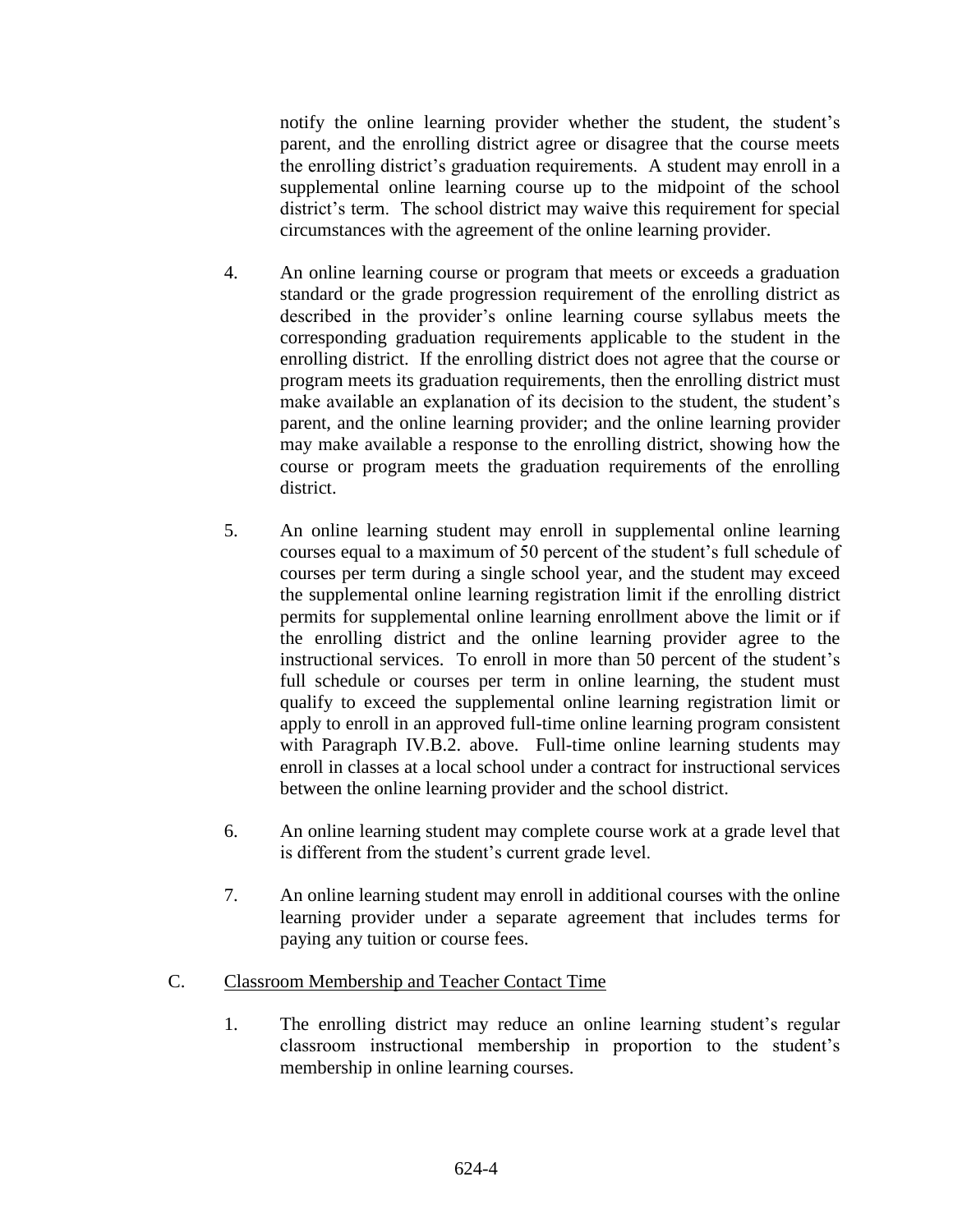notify the online learning provider whether the student, the student's parent, and the enrolling district agree or disagree that the course meets the enrolling district's graduation requirements. A student may enroll in a supplemental online learning course up to the midpoint of the school district's term. The school district may waive this requirement for special circumstances with the agreement of the online learning provider.

4. An online learning course or program that meets or exceeds a graduation standard or the grade progression requirement of the enrolling district as described in the provider's online learning course syllabus meets the corresponding graduation requirements applicable to the student in the enrolling district. If the enrolling district does not agree that the course or program meets its graduation requirements, then the enrolling district must make available an explanation of its decision to the student, the student's parent, and the online learning provider; and the online learning provider may make available a response to the enrolling district, showing how the course or program meets the graduation requirements of the enrolling district.

5. An online learning student may enroll in supplemental online learning courses equal to a maximum of 50 percent of the student's full schedule of courses per term during a single school year, and the student may exceed the supplemental online learning registration limit if the enrolling district permits for supplemental online learning enrollment above the limit or if the enrolling district and the online learning provider agree to the instructional services. To enroll in more than 50 percent of the student's full schedule or courses per term in online learning, the student must qualify to exceed the supplemental online learning registration limit or apply to enroll in an approved full-time online learning program consistent with Paragraph IV.B.2. above. Full-time online learning students may enroll in classes at a local school under a contract for instructional services between the online learning provider and the school district.

6. An online learning student may complete course work at a grade level that is different from the student's current grade level.

7. An online learning student may enroll in additional courses with the online learning provider under a separate agreement that includes terms for paying any tuition or course fees.

C. Classroom Membership and Teacher Contact Time

1. The enrolling district may reduce an online learning student's regular classroom instructional membership in proportion to the student's membership in online learning courses.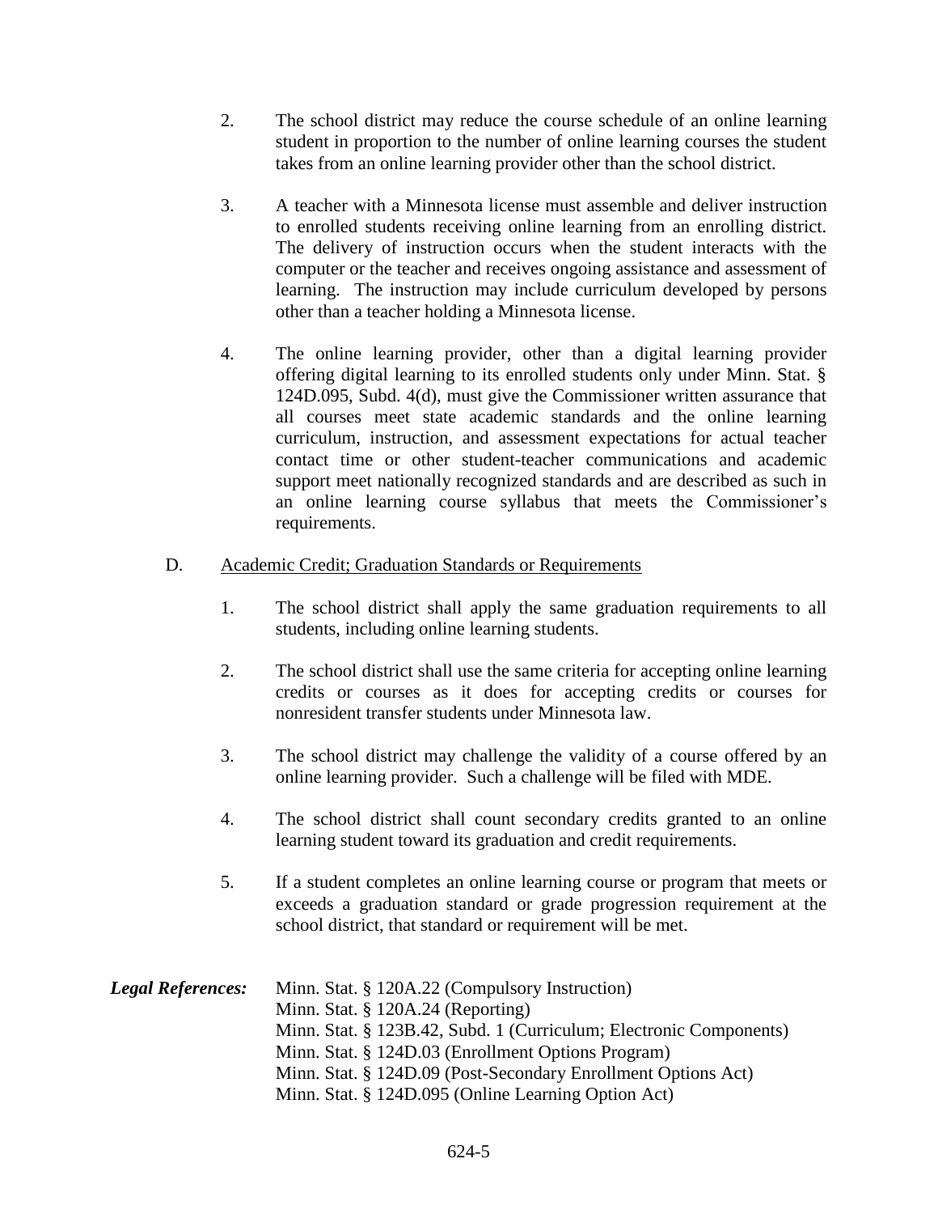2. The school district may reduce the course schedule of an online learning student in proportion to the number of online learning courses the student takes from an online learning provider other than the school district.

3. A teacher with a Minnesota license must assemble and deliver instruction to enrolled students receiving online learning from an enrolling district. The delivery of instruction occurs when the student interacts with the computer or the teacher and receives ongoing assistance and assessment of learning. The instruction may include curriculum developed by persons other than a teacher holding a Minnesota license.

4. The online learning provider, other than a digital learning provider offering digital learning to its enrolled students only under Minn. Stat. § 124D.095, Subd. 4(d), must give the Commissioner written assurance that all courses meet state academic standards and the online learning curriculum, instruction, and assessment expectations for actual teacher contact time or other student-teacher communications and academic support meet nationally recognized standards and are described as such in an online learning course syllabus that meets the Commissioner's requirements.

D. Academic Credit; Graduation Standards or Requirements

1. The school district shall apply the same graduation requirements to all students, including online learning students.

2. The school district shall use the same criteria for accepting online learning credits or courses as it does for accepting credits or courses for nonresident transfer students under Minnesota law.

3. The school district may challenge the validity of a course offered by an online learning provider. Such a challenge will be filed with MDE.

4. The school district shall count secondary credits granted to an online learning student toward its graduation and credit requirements.

5. If a student completes an online learning course or program that meets or exceeds a graduation standard or grade progression requirement at the school district, that standard or requirement will be met.

***Legal References:***
Minn. Stat. § 120A.22 (Compulsory Instruction)
Minn. Stat. § 120A.24 (Reporting)
Minn. Stat. § 123B.42, Subd. 1 (Curriculum; Electronic Components)
Minn. Stat. § 124D.03 (Enrollment Options Program)
Minn. Stat. § 124D.09 (Post-Secondary Enrollment Options Act)
Minn. Stat. § 124D.095 (Online Learning Option Act)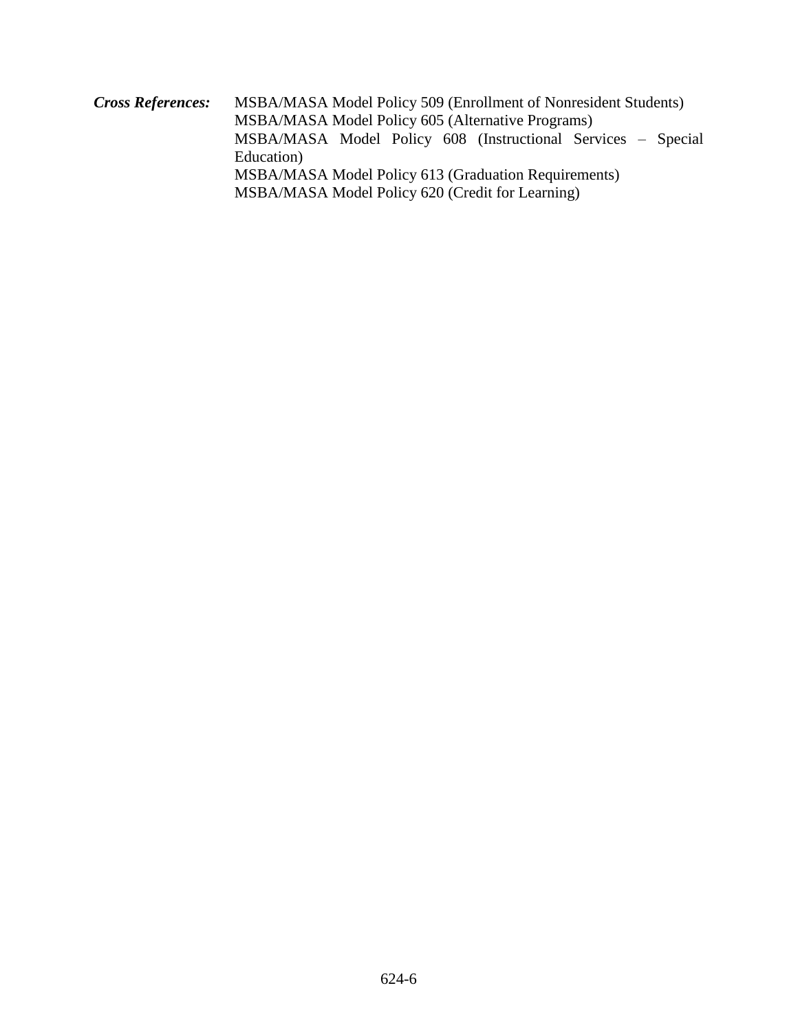***Cross References:*** MSBA/MASA Model Policy 509 (Enrollment of Nonresident Students)
MSBA/MASA Model Policy 605 (Alternative Programs)
MSBA/MASA Model Policy 608 (Instructional Services – Special Education)
MSBA/MASA Model Policy 613 (Graduation Requirements)
MSBA/MASA Model Policy 620 (Credit for Learning)